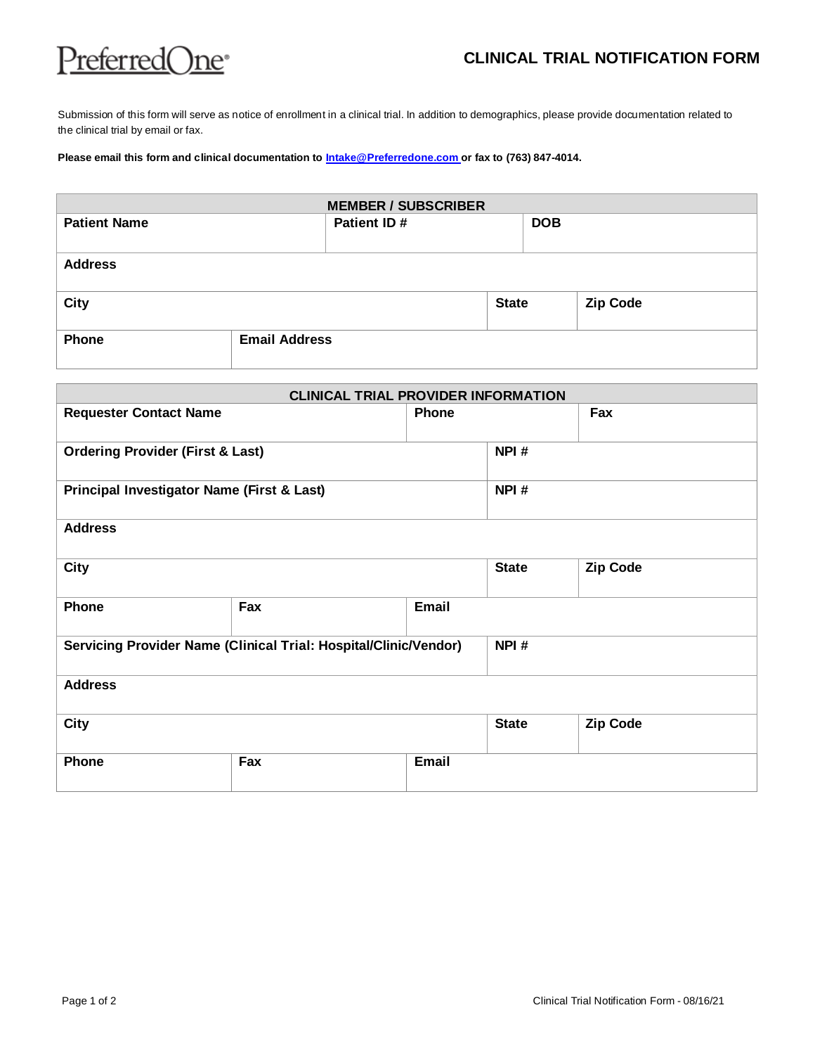PreferredOne

# CLINICAL TRIAL NOTIFICATION FORM

Submission of this form will serve as notice of enrollment in a clinical trial. In addition to demographics, please provide documentation related to the clinical trial by email or fax.

**Please email this form and clinical documentation to Intake@Preferredone.com or fax to (763) 847-4014.**

| MEMBER / SUBSCRIBER | | | | |
|---|---|---|---|---|
| **Patient Name** | | **Patient ID #** | **DOB** | |
| **Address** | | | | |
| **City** | | | **State** | **Zip Code** |
| **Phone** | **Email Address** | | | |

| CLINICAL TRIAL PROVIDER INFORMATION | | | | | |
|---|---|---|---|---|---|
| **Requester Contact Name** | | **Phone** | | **Fax** | |
| **Ordering Provider (First & Last)** | | | **NPI #** | | |
| **Principal Investigator Name (First & Last)** | | | **NPI #** | | |
| **Address** | | | | | |
| **City** | | | **State** | **Zip Code** | |
| **Phone** | **Fax** | **Email** | | | |
| **Servicing Provider Name (Clinical Trial: Hospital/Clinic/Vendor)** | | | **NPI #** | | |
| **Address** | | | | | |
| **City** | | | **State** | **Zip Code** | |
| **Phone** | **Fax** | **Email** | | | |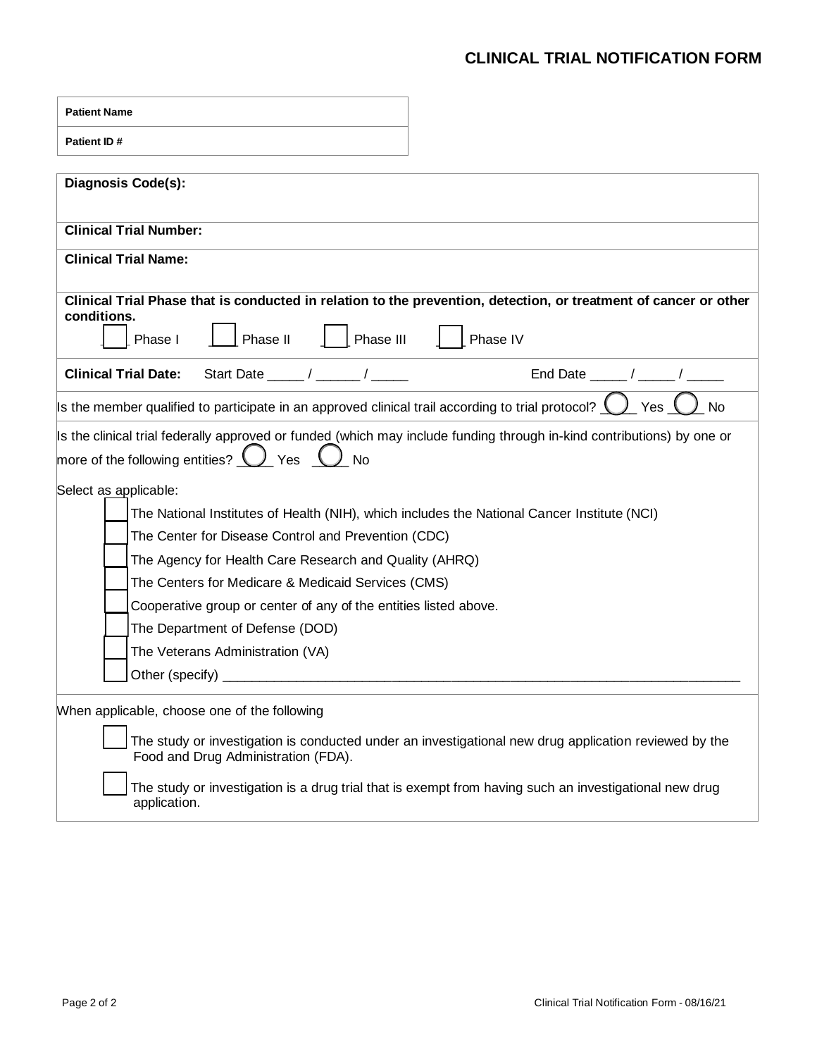# CLINICAL TRIAL NOTIFICATION FORM

| | |
|---|---|
| **Patient Name** | |
| **Patient ID #** | |

**Diagnosis Code(s):**

**Clinical Trial Number:**

**Clinical Trial Name:**

**Clinical Trial Phase that is conducted in relation to the prevention, detection, or treatment of cancer or other conditions.**

☐ Phase I ☐ Phase II ☐ Phase III ☐ Phase IV

**Clinical Trial Date:** Start Date _____ / ______ / _____ End Date _____ / _____ / _____

Is the member qualified to participate in an approved clinical trail according to trial protocol? ◯ Yes ◯ No

Is the clinical trial federally approved or funded (which may include funding through in-kind contributions) by one or more of the following entities? ◯ Yes ◯ No

Select as applicable:

- ☐ The National Institutes of Health (NIH), which includes the National Cancer Institute (NCI)
- ☐ The Center for Disease Control and Prevention (CDC)
- ☐ The Agency for Health Care Research and Quality (AHRQ)
- ☐ The Centers for Medicare & Medicaid Services (CMS)
- ☐ Cooperative group or center of any of the entities listed above.
- ☐ The Department of Defense (DOD)
- ☐ The Veterans Administration (VA)
- ☐ Other (specify) ______________________________________________________________________

When applicable, choose one of the following

- ☐ The study or investigation is conducted under an investigational new drug application reviewed by the Food and Drug Administration (FDA).
- ☐ The study or investigation is a drug trial that is exempt from having such an investigational new drug application.

Clinical Trial Notification Form - 08/16/21